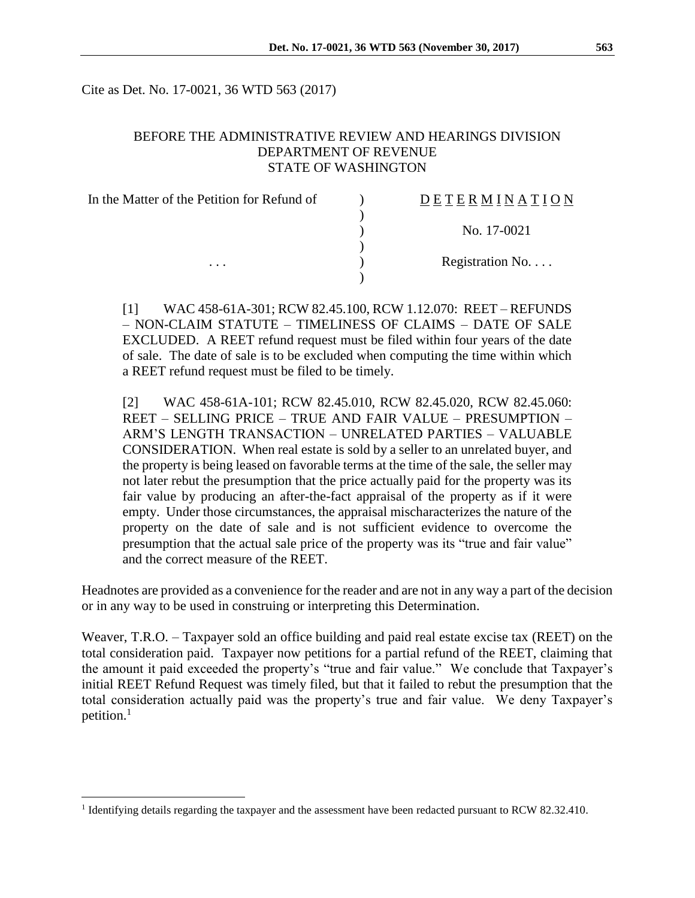Cite as Det. No. 17-0021, 36 WTD 563 (2017)

BEFORE THE ADMINISTRATIVE REVIEW AND HEARINGS DIVISION
DEPARTMENT OF REVENUE
STATE OF WASHINGTON

| | | |
|---|---|---|
| In the Matter of the Petition for Refund of | ) | D E T E R M I N A T I O N |
| | ) | |
| | ) | No. 17-0021 |
| | ) | |
| . . . | ) | Registration No. . . . |
| | ) | |

[1] WAC 458-61A-301; RCW 82.45.100, RCW 1.12.070: REET – REFUNDS – NON-CLAIM STATUTE – TIMELINESS OF CLAIMS – DATE OF SALE EXCLUDED. A REET refund request must be filed within four years of the date of sale. The date of sale is to be excluded when computing the time within which a REET refund request must be filed to be timely.

[2] WAC 458-61A-101; RCW 82.45.010, RCW 82.45.020, RCW 82.45.060: REET – SELLING PRICE – TRUE AND FAIR VALUE – PRESUMPTION – ARM'S LENGTH TRANSACTION – UNRELATED PARTIES – VALUABLE CONSIDERATION. When real estate is sold by a seller to an unrelated buyer, and the property is being leased on favorable terms at the time of the sale, the seller may not later rebut the presumption that the price actually paid for the property was its fair value by producing an after-the-fact appraisal of the property as if it were empty. Under those circumstances, the appraisal mischaracterizes the nature of the property on the date of sale and is not sufficient evidence to overcome the presumption that the actual sale price of the property was its "true and fair value" and the correct measure of the REET.

Headnotes are provided as a convenience for the reader and are not in any way a part of the decision or in any way to be used in construing or interpreting this Determination.

Weaver, T.R.O. – Taxpayer sold an office building and paid real estate excise tax (REET) on the total consideration paid. Taxpayer now petitions for a partial refund of the REET, claiming that the amount it paid exceeded the property's "true and fair value." We conclude that Taxpayer's initial REET Refund Request was timely filed, but that it failed to rebut the presumption that the total consideration actually paid was the property's true and fair value. We deny Taxpayer's petition.[1]

[1] Identifying details regarding the taxpayer and the assessment have been redacted pursuant to RCW 82.32.410.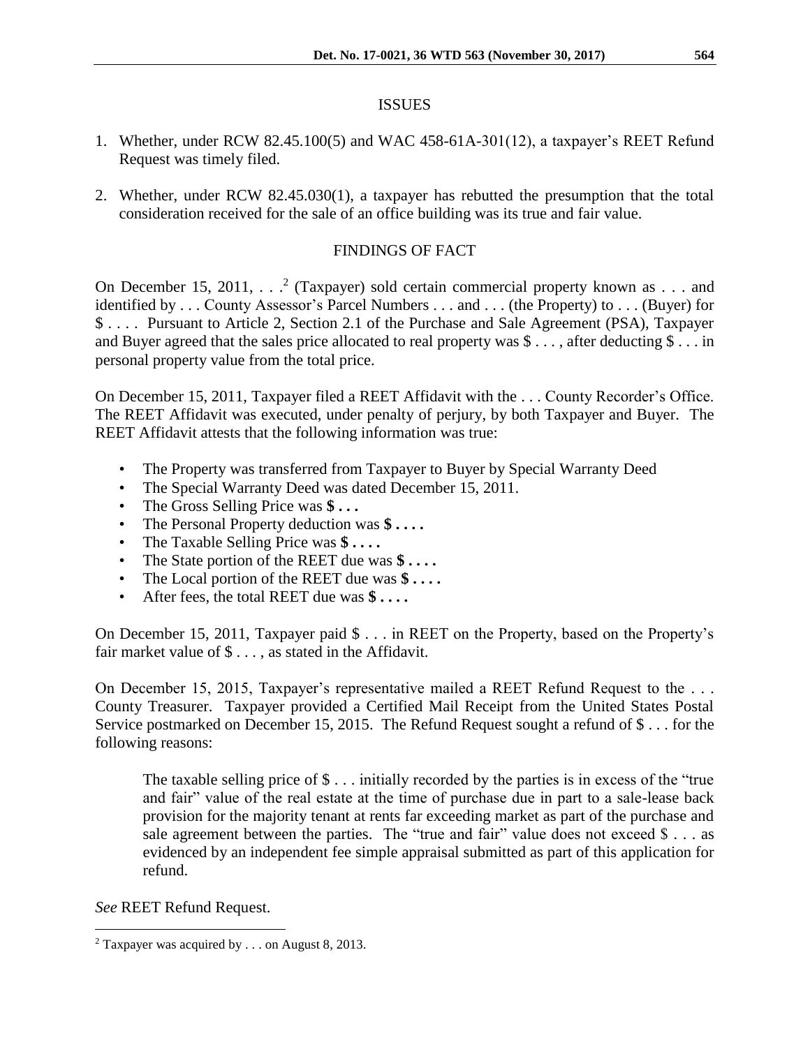## ISSUES

1. Whether, under RCW 82.45.100(5) and WAC 458-61A-301(12), a taxpayer's REET Refund Request was timely filed.

2. Whether, under RCW 82.45.030(1), a taxpayer has rebutted the presumption that the total consideration received for the sale of an office building was its true and fair value.

## FINDINGS OF FACT

On December 15, 2011, . . .[2] (Taxpayer) sold certain commercial property known as . . . and identified by . . . County Assessor's Parcel Numbers . . . and . . . (the Property) to . . . (Buyer) for $ . . . . Pursuant to Article 2, Section 2.1 of the Purchase and Sale Agreement (PSA), Taxpayer and Buyer agreed that the sales price allocated to real property was $ . . . , after deducting $ . . . in personal property value from the total price.

On December 15, 2011, Taxpayer filed a REET Affidavit with the . . . County Recorder's Office. The REET Affidavit was executed, under penalty of perjury, by both Taxpayer and Buyer. The REET Affidavit attests that the following information was true:

- The Property was transferred from Taxpayer to Buyer by Special Warranty Deed
- The Special Warranty Deed was dated December 15, 2011.
- The Gross Selling Price was **$ . . .**
- The Personal Property deduction was **$ . . . .**
- The Taxable Selling Price was **$ . . . .**
- The State portion of the REET due was **$ . . . .**
- The Local portion of the REET due was **$ . . . .**
- After fees, the total REET due was **$ . . . .**

On December 15, 2011, Taxpayer paid $ . . . in REET on the Property, based on the Property's fair market value of $ . . . , as stated in the Affidavit.

On December 15, 2015, Taxpayer's representative mailed a REET Refund Request to the . . . County Treasurer. Taxpayer provided a Certified Mail Receipt from the United States Postal Service postmarked on December 15, 2015. The Refund Request sought a refund of $ . . . for the following reasons:

> The taxable selling price of $ . . . initially recorded by the parties is in excess of the "true and fair" value of the real estate at the time of purchase due in part to a sale-lease back provision for the majority tenant at rents far exceeding market as part of the purchase and sale agreement between the parties. The "true and fair" value does not exceed $ . . . as evidenced by an independent fee simple appraisal submitted as part of this application for refund.

*See* REET Refund Request.

---

[2] Taxpayer was acquired by . . . on August 8, 2013.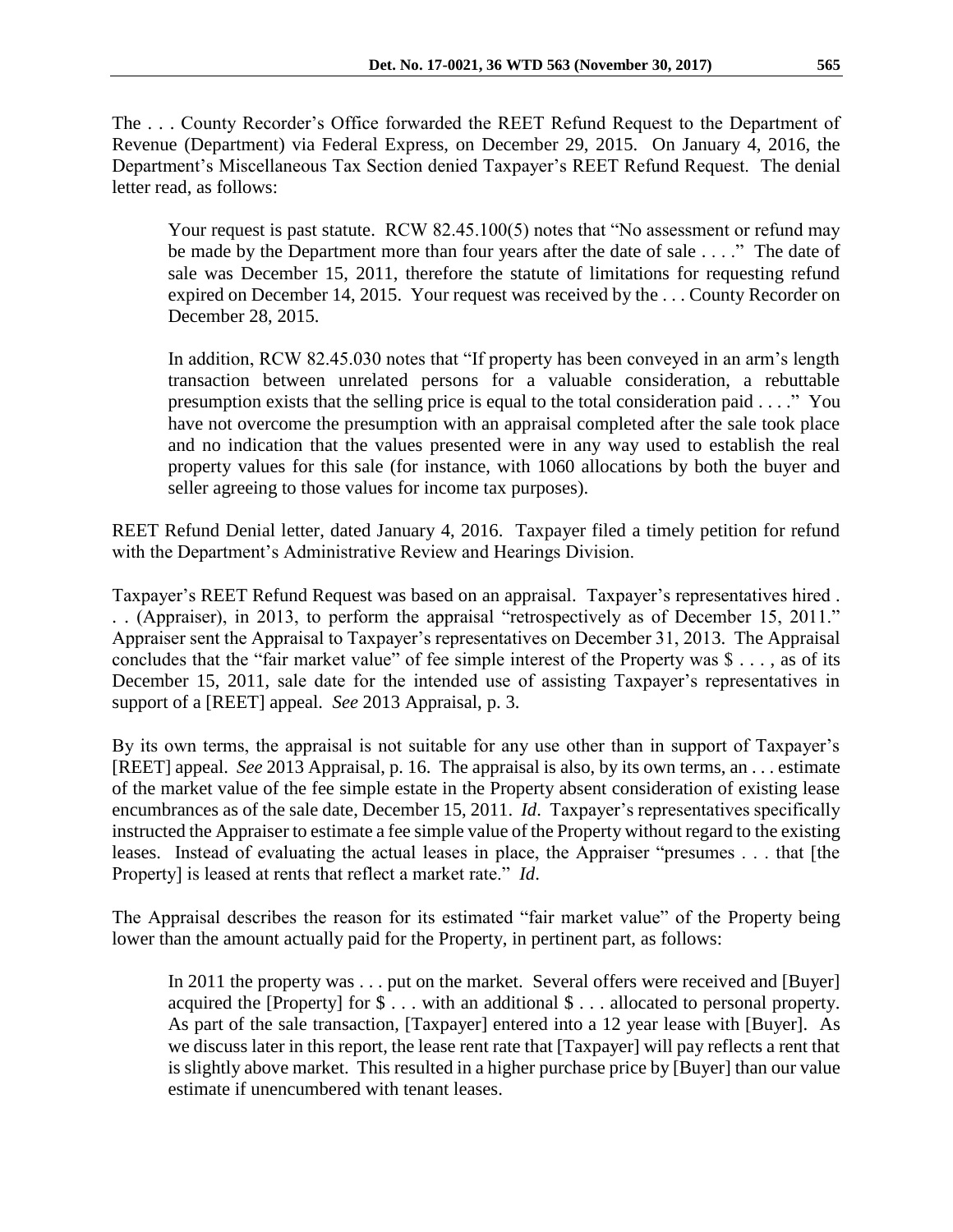The . . . County Recorder's Office forwarded the REET Refund Request to the Department of Revenue (Department) via Federal Express, on December 29, 2015. On January 4, 2016, the Department's Miscellaneous Tax Section denied Taxpayer's REET Refund Request. The denial letter read, as follows:

> Your request is past statute. RCW 82.45.100(5) notes that "No assessment or refund may be made by the Department more than four years after the date of sale . . . ." The date of sale was December 15, 2011, therefore the statute of limitations for requesting refund expired on December 14, 2015. Your request was received by the . . . County Recorder on December 28, 2015.
>
> In addition, RCW 82.45.030 notes that "If property has been conveyed in an arm's length transaction between unrelated persons for a valuable consideration, a rebuttable presumption exists that the selling price is equal to the total consideration paid . . . ." You have not overcome the presumption with an appraisal completed after the sale took place and no indication that the values presented were in any way used to establish the real property values for this sale (for instance, with 1060 allocations by both the buyer and seller agreeing to those values for income tax purposes).

REET Refund Denial letter, dated January 4, 2016. Taxpayer filed a timely petition for refund with the Department's Administrative Review and Hearings Division.

Taxpayer's REET Refund Request was based on an appraisal. Taxpayer's representatives hired . . . (Appraiser), in 2013, to perform the appraisal "retrospectively as of December 15, 2011." Appraiser sent the Appraisal to Taxpayer's representatives on December 31, 2013. The Appraisal concludes that the "fair market value" of fee simple interest of the Property was $ . . . , as of its December 15, 2011, sale date for the intended use of assisting Taxpayer's representatives in support of a [REET] appeal. *See* 2013 Appraisal, p. 3.

By its own terms, the appraisal is not suitable for any use other than in support of Taxpayer's [REET] appeal. *See* 2013 Appraisal, p. 16. The appraisal is also, by its own terms, an . . . estimate of the market value of the fee simple estate in the Property absent consideration of existing lease encumbrances as of the sale date, December 15, 2011. *Id*. Taxpayer's representatives specifically instructed the Appraiser to estimate a fee simple value of the Property without regard to the existing leases. Instead of evaluating the actual leases in place, the Appraiser "presumes . . . that [the Property] is leased at rents that reflect a market rate." *Id*.

The Appraisal describes the reason for its estimated "fair market value" of the Property being lower than the amount actually paid for the Property, in pertinent part, as follows:

> In 2011 the property was . . . put on the market. Several offers were received and [Buyer] acquired the [Property] for $ . . . with an additional $ . . . allocated to personal property. As part of the sale transaction, [Taxpayer] entered into a 12 year lease with [Buyer]. As we discuss later in this report, the lease rent rate that [Taxpayer] will pay reflects a rent that is slightly above market. This resulted in a higher purchase price by [Buyer] than our value estimate if unencumbered with tenant leases.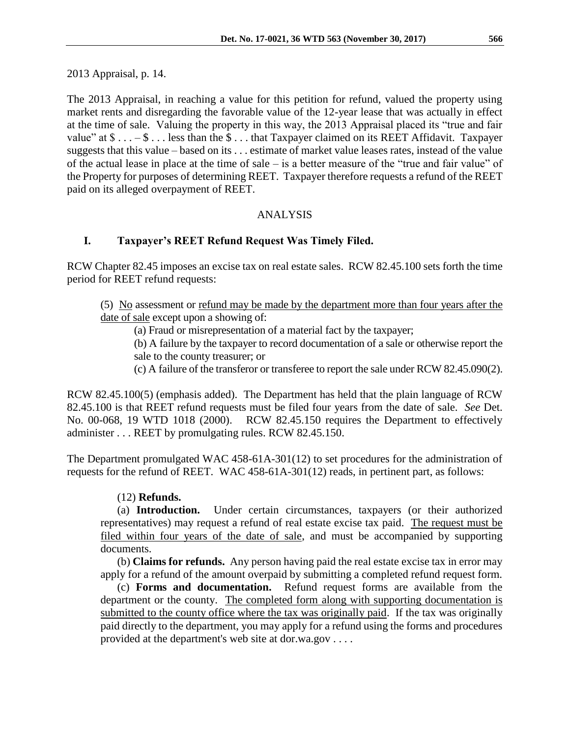2013 Appraisal, p. 14.

The 2013 Appraisal, in reaching a value for this petition for refund, valued the property using market rents and disregarding the favorable value of the 12-year lease that was actually in effect at the time of sale. Valuing the property in this way, the 2013 Appraisal placed its "true and fair value" at $ . . . – $ . . . less than the $ . . . that Taxpayer claimed on its REET Affidavit. Taxpayer suggests that this value – based on its . . . estimate of market value leases rates, instead of the value of the actual lease in place at the time of sale – is a better measure of the "true and fair value" of the Property for purposes of determining REET. Taxpayer therefore requests a refund of the REET paid on its alleged overpayment of REET.

## ANALYSIS

### I. Taxpayer's REET Refund Request Was Timely Filed.

RCW Chapter 82.45 imposes an excise tax on real estate sales. RCW 82.45.100 sets forth the time period for REET refund requests:

> (5) No assessment or refund may be made by the department more than four years after the date of sale except upon a showing of:
>
> (a) Fraud or misrepresentation of a material fact by the taxpayer;
>
> (b) A failure by the taxpayer to record documentation of a sale or otherwise report the sale to the county treasurer; or
>
> (c) A failure of the transferor or transferee to report the sale under RCW 82.45.090(2).

RCW 82.45.100(5) (emphasis added). The Department has held that the plain language of RCW 82.45.100 is that REET refund requests must be filed four years from the date of sale. *See* Det. No. 00-068, 19 WTD 1018 (2000). RCW 82.45.150 requires the Department to effectively administer . . . REET by promulgating rules. RCW 82.45.150.

The Department promulgated WAC 458-61A-301(12) to set procedures for the administration of requests for the refund of REET. WAC 458-61A-301(12) reads, in pertinent part, as follows:

> (12) **Refunds.**
>
> (a) **Introduction.** Under certain circumstances, taxpayers (or their authorized representatives) may request a refund of real estate excise tax paid. The request must be filed within four years of the date of sale, and must be accompanied by supporting documents.
>
> (b) **Claims for refunds.** Any person having paid the real estate excise tax in error may apply for a refund of the amount overpaid by submitting a completed refund request form.
>
> (c) **Forms and documentation.** Refund request forms are available from the department or the county. The completed form along with supporting documentation is submitted to the county office where the tax was originally paid. If the tax was originally paid directly to the department, you may apply for a refund using the forms and procedures provided at the department's web site at dor.wa.gov . . . .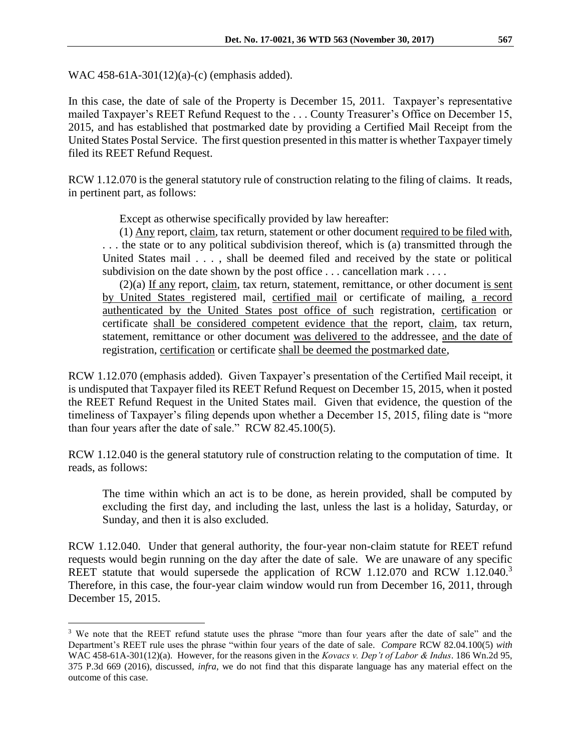WAC 458-61A-301(12)(a)-(c) (emphasis added).

In this case, the date of sale of the Property is December 15, 2011. Taxpayer's representative mailed Taxpayer's REET Refund Request to the . . . County Treasurer's Office on December 15, 2015, and has established that postmarked date by providing a Certified Mail Receipt from the United States Postal Service. The first question presented in this matter is whether Taxpayer timely filed its REET Refund Request.

RCW 1.12.070 is the general statutory rule of construction relating to the filing of claims. It reads, in pertinent part, as follows:

> Except as otherwise specifically provided by law hereafter:
>
> (1) Any report, claim, tax return, statement or other document required to be filed with, . . . the state or to any political subdivision thereof, which is (a) transmitted through the United States mail . . . , shall be deemed filed and received by the state or political subdivision on the date shown by the post office . . . cancellation mark . . . .
>
> (2)(a) If any report, claim, tax return, statement, remittance, or other document is sent by United States registered mail, certified mail or certificate of mailing, a record authenticated by the United States post office of such registration, certification or certificate shall be considered competent evidence that the report, claim, tax return, statement, remittance or other document was delivered to the addressee, and the date of registration, certification or certificate shall be deemed the postmarked date,

RCW 1.12.070 (emphasis added). Given Taxpayer's presentation of the Certified Mail receipt, it is undisputed that Taxpayer filed its REET Refund Request on December 15, 2015, when it posted the REET Refund Request in the United States mail. Given that evidence, the question of the timeliness of Taxpayer's filing depends upon whether a December 15, 2015, filing date is "more than four years after the date of sale." RCW 82.45.100(5).

RCW 1.12.040 is the general statutory rule of construction relating to the computation of time. It reads, as follows:

> The time within which an act is to be done, as herein provided, shall be computed by excluding the first day, and including the last, unless the last is a holiday, Saturday, or Sunday, and then it is also excluded.

RCW 1.12.040. Under that general authority, the four-year non-claim statute for REET refund requests would begin running on the day after the date of sale. We are unaware of any specific REET statute that would supersede the application of RCW 1.12.070 and RCW 1.12.040.[3] Therefore, in this case, the four-year claim window would run from December 16, 2011, through December 15, 2015.

---

[3] We note that the REET refund statute uses the phrase "more than four years after the date of sale" and the Department's REET rule uses the phrase "within four years of the date of sale. *Compare* RCW 82.04.100(5) *with* WAC 458-61A-301(12)(a). However, for the reasons given in the *Kovacs v. Dep't of Labor & Indus*. 186 Wn.2d 95, 375 P.3d 669 (2016), discussed, *infra*, we do not find that this disparate language has any material effect on the outcome of this case.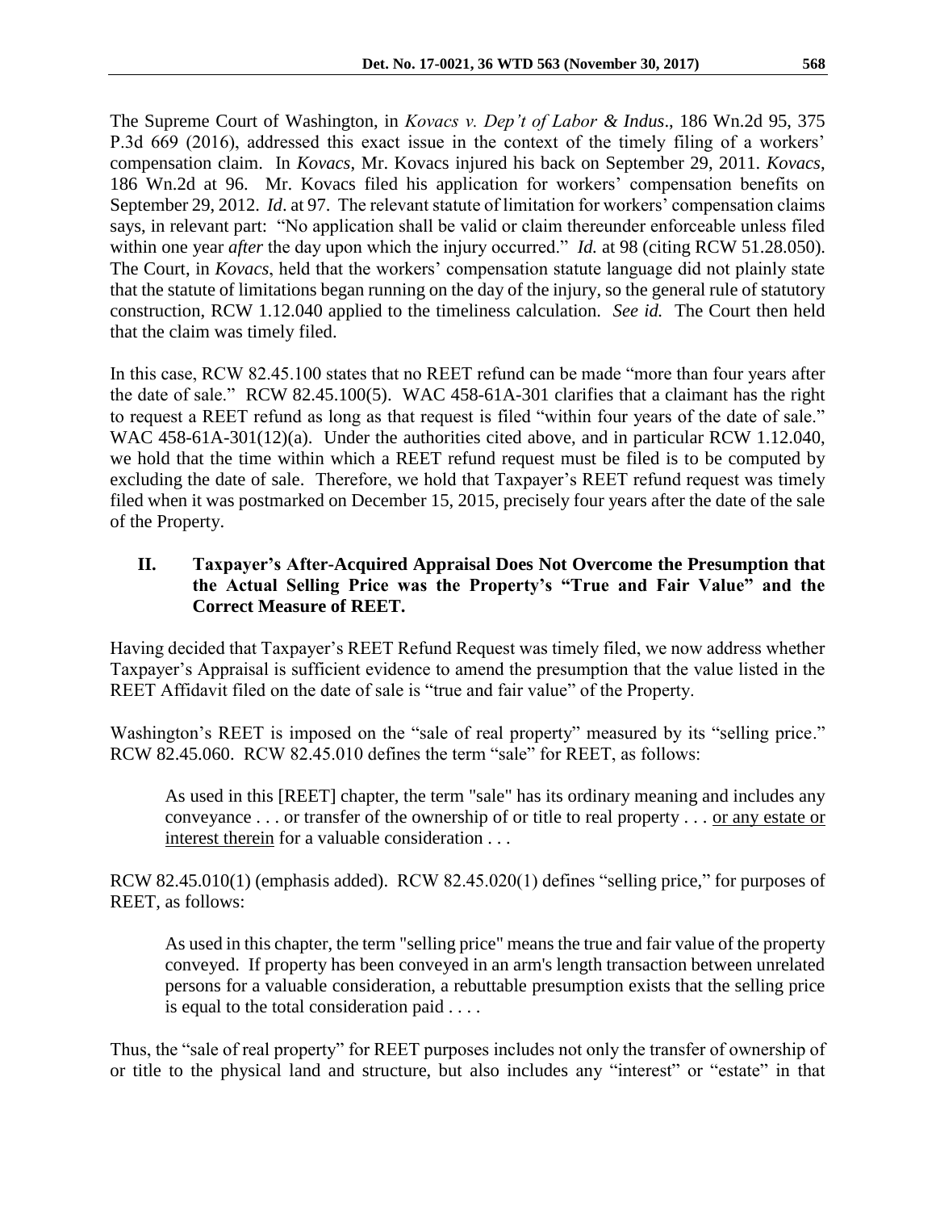The Supreme Court of Washington, in *Kovacs v. Dep't of Labor & Indus*., 186 Wn.2d 95, 375 P.3d 669 (2016), addressed this exact issue in the context of the timely filing of a workers' compensation claim. In *Kovacs*, Mr. Kovacs injured his back on September 29, 2011. *Kovacs*, 186 Wn.2d at 96. Mr. Kovacs filed his application for workers' compensation benefits on September 29, 2012. *Id*. at 97. The relevant statute of limitation for workers' compensation claims says, in relevant part: "No application shall be valid or claim thereunder enforceable unless filed within one year *after* the day upon which the injury occurred." *Id.* at 98 (citing RCW 51.28.050). The Court, in *Kovacs*, held that the workers' compensation statute language did not plainly state that the statute of limitations began running on the day of the injury, so the general rule of statutory construction, RCW 1.12.040 applied to the timeliness calculation. *See id.* The Court then held that the claim was timely filed.

In this case, RCW 82.45.100 states that no REET refund can be made "more than four years after the date of sale." RCW 82.45.100(5). WAC 458-61A-301 clarifies that a claimant has the right to request a REET refund as long as that request is filed "within four years of the date of sale." WAC 458-61A-301(12)(a). Under the authorities cited above, and in particular RCW 1.12.040, we hold that the time within which a REET refund request must be filed is to be computed by excluding the date of sale. Therefore, we hold that Taxpayer's REET refund request was timely filed when it was postmarked on December 15, 2015, precisely four years after the date of the sale of the Property.

## II. Taxpayer's After-Acquired Appraisal Does Not Overcome the Presumption that the Actual Selling Price was the Property's "True and Fair Value" and the Correct Measure of REET.

Having decided that Taxpayer's REET Refund Request was timely filed, we now address whether Taxpayer's Appraisal is sufficient evidence to amend the presumption that the value listed in the REET Affidavit filed on the date of sale is "true and fair value" of the Property.

Washington's REET is imposed on the "sale of real property" measured by its "selling price." RCW 82.45.060. RCW 82.45.010 defines the term "sale" for REET, as follows:

> As used in this [REET] chapter, the term "sale" has its ordinary meaning and includes any conveyance . . . or transfer of the ownership of or title to real property . . . <u>or any estate or interest therein</u> for a valuable consideration . . .

RCW 82.45.010(1) (emphasis added). RCW 82.45.020(1) defines "selling price," for purposes of REET, as follows:

> As used in this chapter, the term "selling price" means the true and fair value of the property conveyed. If property has been conveyed in an arm's length transaction between unrelated persons for a valuable consideration, a rebuttable presumption exists that the selling price is equal to the total consideration paid . . . .

Thus, the "sale of real property" for REET purposes includes not only the transfer of ownership of or title to the physical land and structure, but also includes any "interest" or "estate" in that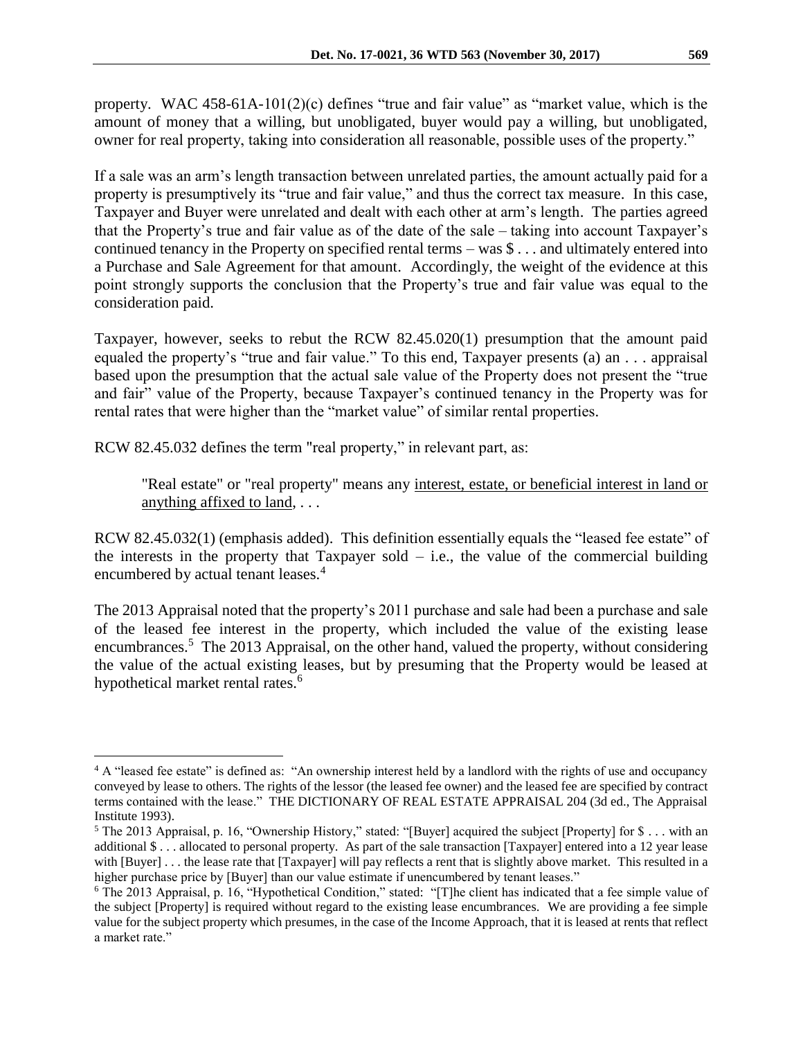property. WAC 458-61A-101(2)(c) defines "true and fair value" as "market value, which is the amount of money that a willing, but unobligated, buyer would pay a willing, but unobligated, owner for real property, taking into consideration all reasonable, possible uses of the property."

If a sale was an arm's length transaction between unrelated parties, the amount actually paid for a property is presumptively its "true and fair value," and thus the correct tax measure. In this case, Taxpayer and Buyer were unrelated and dealt with each other at arm's length. The parties agreed that the Property's true and fair value as of the date of the sale – taking into account Taxpayer's continued tenancy in the Property on specified rental terms – was $ . . . and ultimately entered into a Purchase and Sale Agreement for that amount. Accordingly, the weight of the evidence at this point strongly supports the conclusion that the Property's true and fair value was equal to the consideration paid.

Taxpayer, however, seeks to rebut the RCW 82.45.020(1) presumption that the amount paid equaled the property's "true and fair value." To this end, Taxpayer presents (a) an . . . appraisal based upon the presumption that the actual sale value of the Property does not present the "true and fair" value of the Property, because Taxpayer's continued tenancy in the Property was for rental rates that were higher than the "market value" of similar rental properties.

RCW 82.45.032 defines the term "real property," in relevant part, as:

> "Real estate" or "real property" means any <u>interest, estate, or beneficial interest in land or anything affixed to land</u>, . . .

RCW 82.45.032(1) (emphasis added). This definition essentially equals the "leased fee estate" of the interests in the property that Taxpayer sold – i.e., the value of the commercial building encumbered by actual tenant leases.[4]

The 2013 Appraisal noted that the property's 2011 purchase and sale had been a purchase and sale of the leased fee interest in the property, which included the value of the existing lease encumbrances.[5] The 2013 Appraisal, on the other hand, valued the property, without considering the value of the actual existing leases, but by presuming that the Property would be leased at hypothetical market rental rates.[6]

---

[4] A "leased fee estate" is defined as: "An ownership interest held by a landlord with the rights of use and occupancy conveyed by lease to others. The rights of the lessor (the leased fee owner) and the leased fee are specified by contract terms contained with the lease." THE DICTIONARY OF REAL ESTATE APPRAISAL 204 (3d ed., The Appraisal Institute 1993).

[5] The 2013 Appraisal, p. 16, "Ownership History," stated: "[Buyer] acquired the subject [Property] for $ . . . with an additional $ . . . allocated to personal property. As part of the sale transaction [Taxpayer] entered into a 12 year lease with [Buyer] . . . the lease rate that [Taxpayer] will pay reflects a rent that is slightly above market. This resulted in a higher purchase price by [Buyer] than our value estimate if unencumbered by tenant leases."

[6] The 2013 Appraisal, p. 16, "Hypothetical Condition," stated: "[T]he client has indicated that a fee simple value of the subject [Property] is required without regard to the existing lease encumbrances. We are providing a fee simple value for the subject property which presumes, in the case of the Income Approach, that it is leased at rents that reflect a market rate."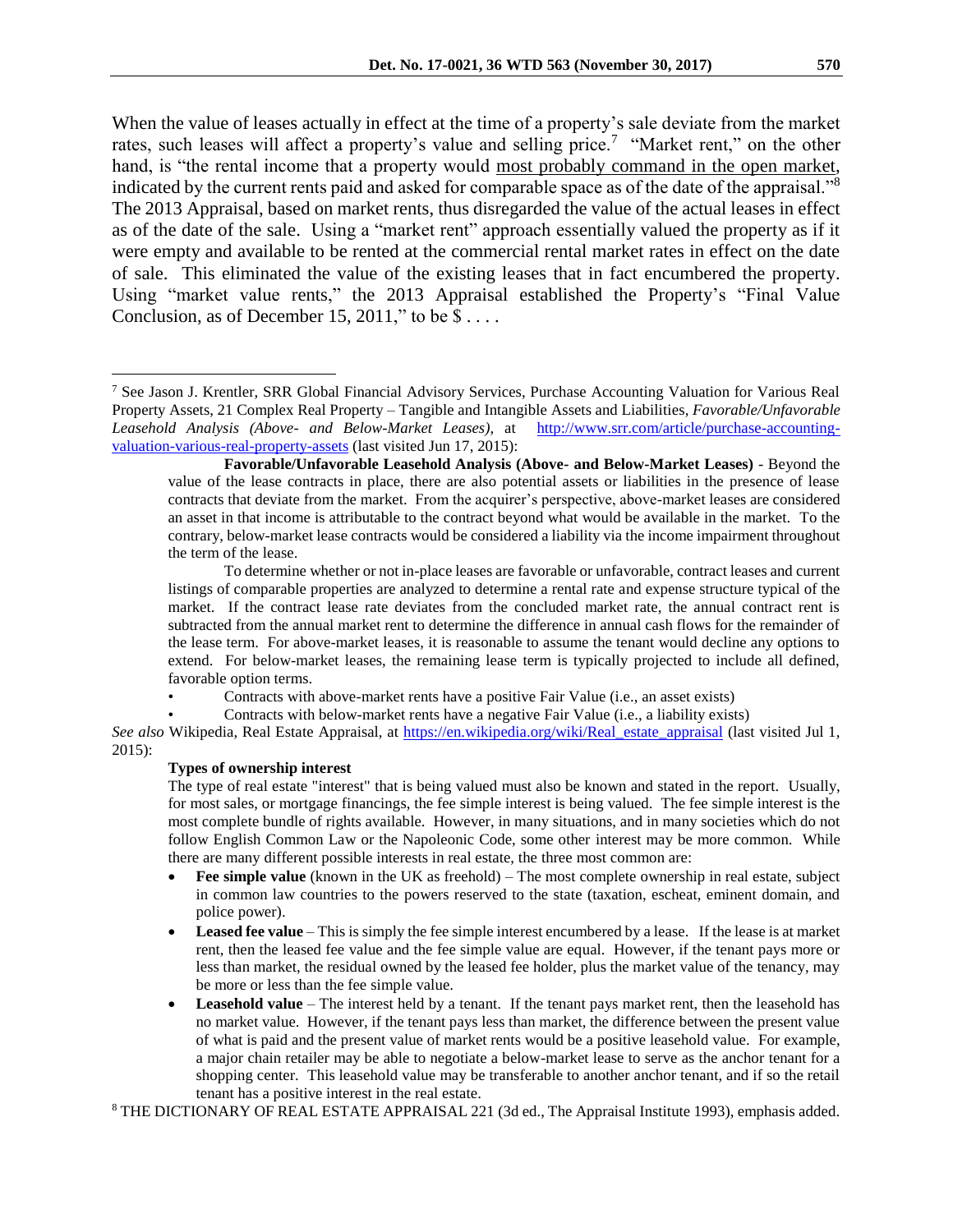When the value of leases actually in effect at the time of a property's sale deviate from the market rates, such leases will affect a property's value and selling price.[7] "Market rent," on the other hand, is "the rental income that a property would most probably command in the open market, indicated by the current rents paid and asked for comparable space as of the date of the appraisal."[8] The 2013 Appraisal, based on market rents, thus disregarded the value of the actual leases in effect as of the date of the sale. Using a "market rent" approach essentially valued the property as if it were empty and available to be rented at the commercial rental market rates in effect on the date of sale. This eliminated the value of the existing leases that in fact encumbered the property. Using "market value rents," the 2013 Appraisal established the Property's "Final Value Conclusion, as of December 15, 2011," to be $ . . . .

---

[7] See Jason J. Krentler, SRR Global Financial Advisory Services, Purchase Accounting Valuation for Various Real Property Assets, 21 Complex Real Property – Tangible and Intangible Assets and Liabilities, *Favorable/Unfavorable Leasehold Analysis (Above- and Below-Market Leases)*, at http://www.srr.com/article/purchase-accounting-valuation-various-real-property-assets (last visited Jun 17, 2015):

> **Favorable/Unfavorable Leasehold Analysis (Above- and Below-Market Leases)** - Beyond the value of the lease contracts in place, there are also potential assets or liabilities in the presence of lease contracts that deviate from the market. From the acquirer's perspective, above-market leases are considered an asset in that income is attributable to the contract beyond what would be available in the market. To the contrary, below-market lease contracts would be considered a liability via the income impairment throughout the term of the lease.
>
> To determine whether or not in-place leases are favorable or unfavorable, contract leases and current listings of comparable properties are analyzed to determine a rental rate and expense structure typical of the market. If the contract lease rate deviates from the concluded market rate, the annual contract rent is subtracted from the annual market rent to determine the difference in annual cash flows for the remainder of the lease term. For above-market leases, it is reasonable to assume the tenant would decline any options to extend. For below-market leases, the remaining lease term is typically projected to include all defined, favorable option terms.
>
> - Contracts with above-market rents have a positive Fair Value (i.e., an asset exists)
> - Contracts with below-market rents have a negative Fair Value (i.e., a liability exists)

*See also* Wikipedia, Real Estate Appraisal, at https://en.wikipedia.org/wiki/Real_estate_appraisal (last visited Jul 1, 2015):

> **Types of ownership interest**
>
> The type of real estate "interest" that is being valued must also be known and stated in the report. Usually, for most sales, or mortgage financings, the fee simple interest is being valued. The fee simple interest is the most complete bundle of rights available. However, in many situations, and in many societies which do not follow English Common Law or the Napoleonic Code, some other interest may be more common. While there are many different possible interests in real estate, the three most common are:
>
> - **Fee simple value** (known in the UK as freehold) – The most complete ownership in real estate, subject in common law countries to the powers reserved to the state (taxation, escheat, eminent domain, and police power).
> - **Leased fee value** – This is simply the fee simple interest encumbered by a lease. If the lease is at market rent, then the leased fee value and the fee simple value are equal. However, if the tenant pays more or less than market, the residual owned by the leased fee holder, plus the market value of the tenancy, may be more or less than the fee simple value.
> - **Leasehold value** – The interest held by a tenant. If the tenant pays market rent, then the leasehold has no market value. However, if the tenant pays less than market, the difference between the present value of what is paid and the present value of market rents would be a positive leasehold value. For example, a major chain retailer may be able to negotiate a below-market lease to serve as the anchor tenant for a shopping center. This leasehold value may be transferable to another anchor tenant, and if so the retail tenant has a positive interest in the real estate.

[8] THE DICTIONARY OF REAL ESTATE APPRAISAL 221 (3d ed., The Appraisal Institute 1993), emphasis added.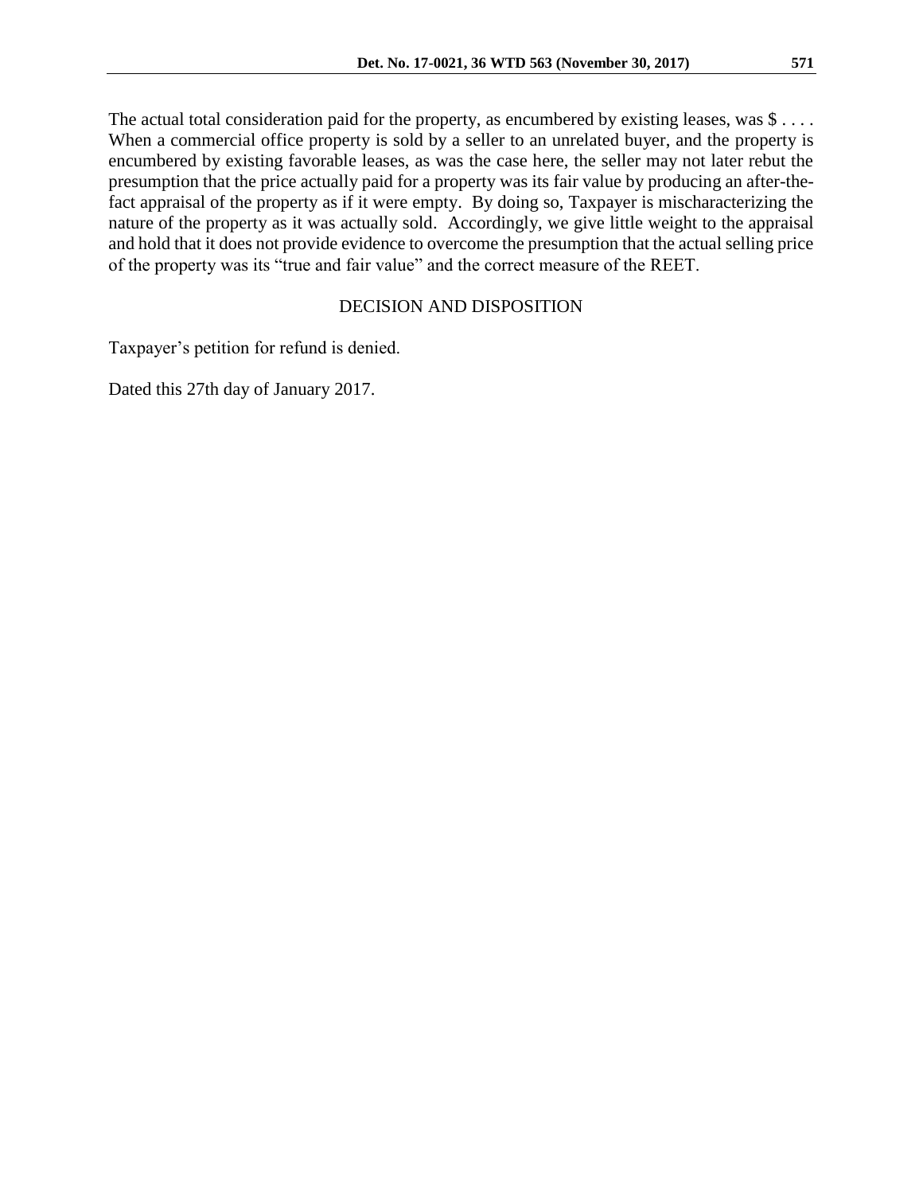The actual total consideration paid for the property, as encumbered by existing leases, was $ . . . . When a commercial office property is sold by a seller to an unrelated buyer, and the property is encumbered by existing favorable leases, as was the case here, the seller may not later rebut the presumption that the price actually paid for a property was its fair value by producing an after-the-fact appraisal of the property as if it were empty. By doing so, Taxpayer is mischaracterizing the nature of the property as it was actually sold. Accordingly, we give little weight to the appraisal and hold that it does not provide evidence to overcome the presumption that the actual selling price of the property was its "true and fair value" and the correct measure of the REET.

## DECISION AND DISPOSITION

Taxpayer's petition for refund is denied.

Dated this 27th day of January 2017.